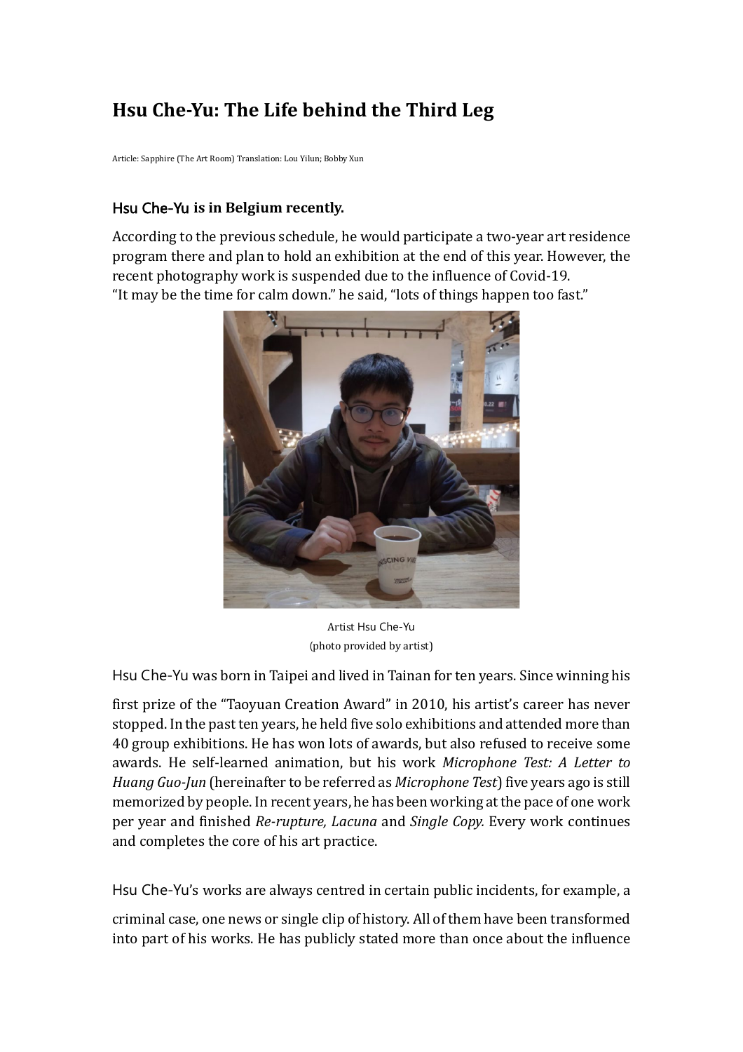# Hsu Che-Yu: The Life behind the Third Leg

Article: Sapphire (The Art Room) Translation: Lou Yilun; Bobby Xun

### Hsu Che-Yu is in Belgium recently.

According to the previous schedule, he would participate a two-year art residence program there and plan to hold an exhibition at the end of this year. However, the recent photography work is suspended due to the influence of Covid-19.
"It may be the time for calm down." he said, "lots of things happen too fast."

Artist Hsu Che-Yu
(photo provided by artist)

Hsu Che-Yu was born in Taipei and lived in Tainan for ten years. Since winning his first prize of the "Taoyuan Creation Award" in 2010, his artist's career has never stopped. In the past ten years, he held five solo exhibitions and attended more than 40 group exhibitions. He has won lots of awards, but also refused to receive some awards. He self-learned animation, but his work *Microphone Test: A Letter to Huang Guo-Jun* (hereinafter to be referred as *Microphone Test*) five years ago is still memorized by people. In recent years, he has been working at the pace of one work per year and finished *Re-rupture, Lacuna* and *Single Copy.* Every work continues and completes the core of his art practice.

Hsu Che-Yu's works are always centred in certain public incidents, for example, a criminal case, one news or single clip of history. All of them have been transformed into part of his works. He has publicly stated more than once about the influence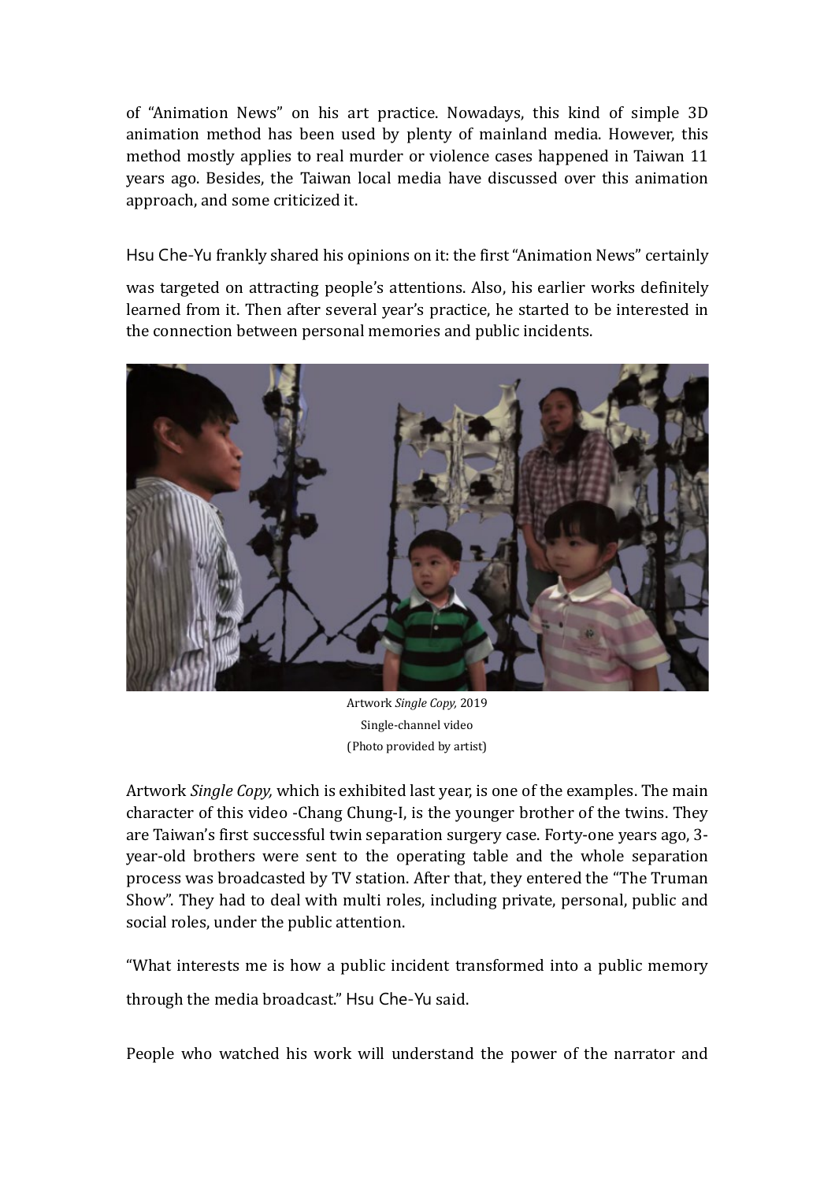of "Animation News" on his art practice. Nowadays, this kind of simple 3D animation method has been used by plenty of mainland media. However, this method mostly applies to real murder or violence cases happened in Taiwan 11 years ago. Besides, the Taiwan local media have discussed over this animation approach, and some criticized it.

Hsu Che-Yu frankly shared his opinions on it: the first "Animation News" certainly was targeted on attracting people's attentions. Also, his earlier works definitely learned from it. Then after several year's practice, he started to be interested in the connection between personal memories and public incidents.

Artwork *Single Copy,* 2019
Single-channel video
(Photo provided by artist)

Artwork *Single Copy,* which is exhibited last year, is one of the examples. The main character of this video -Chang Chung-I, is the younger brother of the twins. They are Taiwan's first successful twin separation surgery case. Forty-one years ago, 3-year-old brothers were sent to the operating table and the whole separation process was broadcasted by TV station. After that, they entered the "The Truman Show". They had to deal with multi roles, including private, personal, public and social roles, under the public attention.

"What interests me is how a public incident transformed into a public memory through the media broadcast." Hsu Che-Yu said.

People who watched his work will understand the power of the narrator and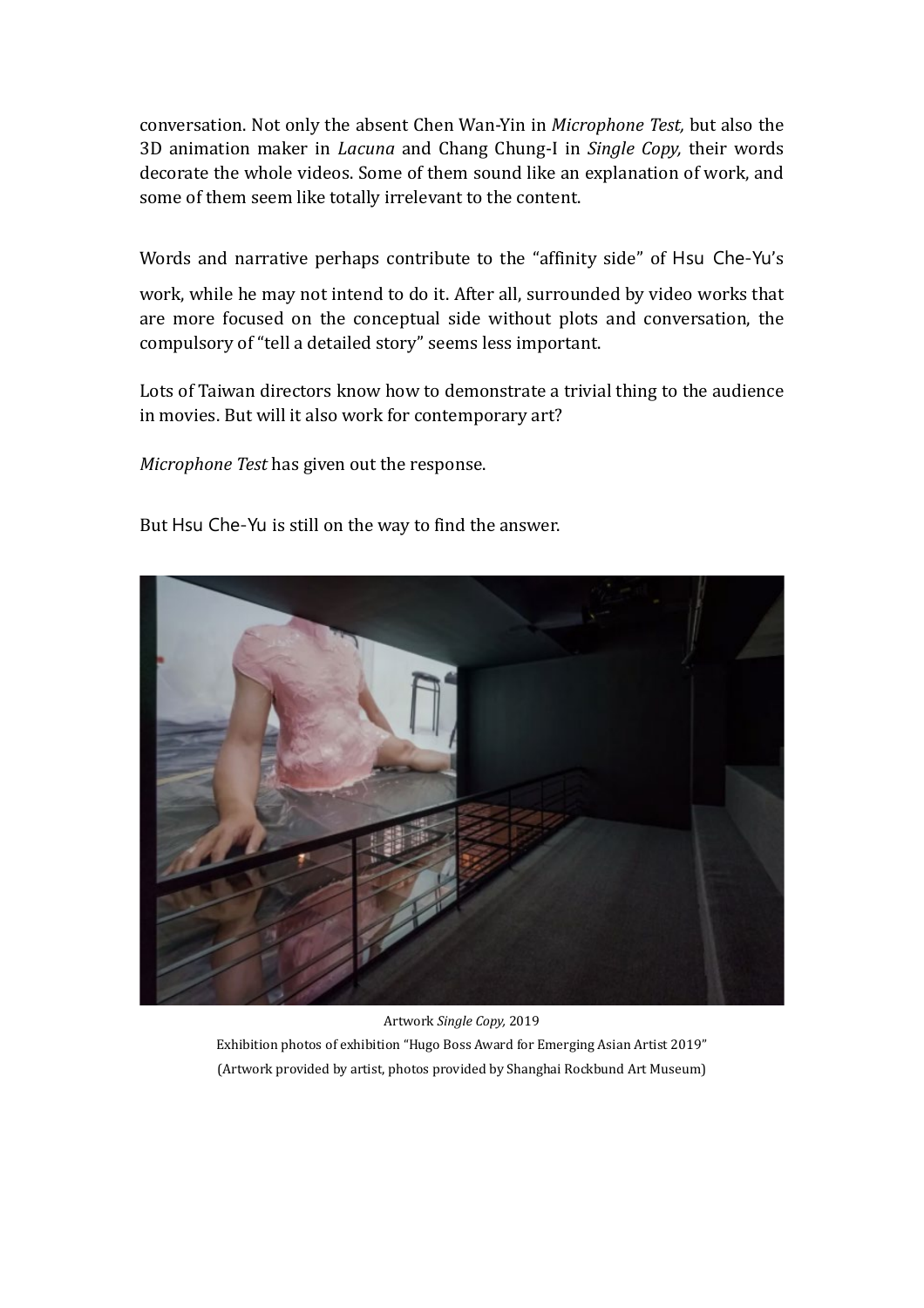conversation. Not only the absent Chen Wan-Yin in *Microphone Test,* but also the 3D animation maker in *Lacuna* and Chang Chung-I in *Single Copy,* their words decorate the whole videos. Some of them sound like an explanation of work, and some of them seem like totally irrelevant to the content.

Words and narrative perhaps contribute to the "affinity side" of Hsu Che-Yu's work, while he may not intend to do it. After all, surrounded by video works that are more focused on the conceptual side without plots and conversation, the compulsory of "tell a detailed story" seems less important.

Lots of Taiwan directors know how to demonstrate a trivial thing to the audience in movies. But will it also work for contemporary art?

*Microphone Test* has given out the response.

But Hsu Che-Yu is still on the way to find the answer.

Artwork *Single Copy,* 2019

Exhibition photos of exhibition "Hugo Boss Award for Emerging Asian Artist 2019"

(Artwork provided by artist, photos provided by Shanghai Rockbund Art Museum)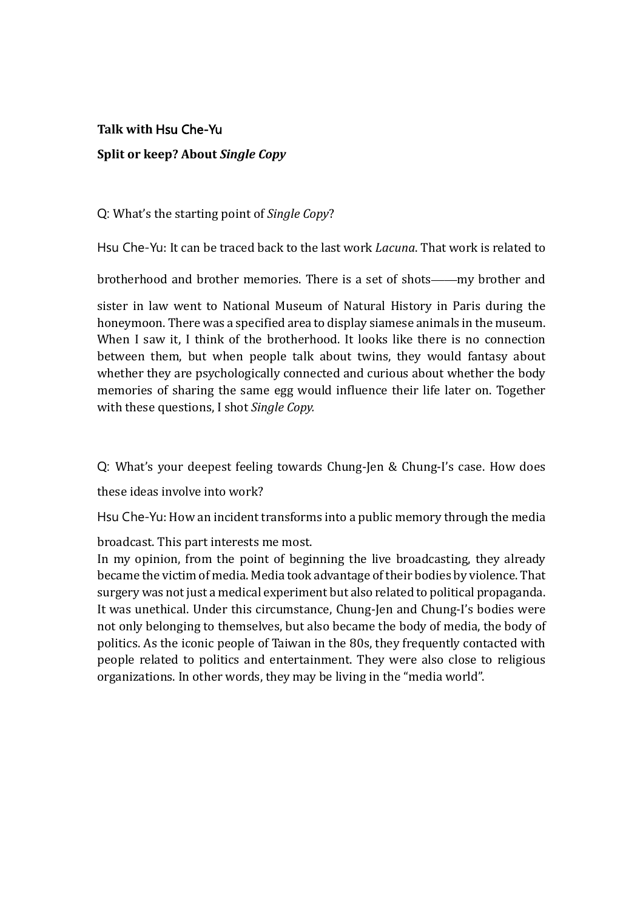**Talk with Hsu Che-Yu**

**Split or keep? About *Single Copy***

Q: What's the starting point of *Single Copy*?

Hsu Che-Yu: It can be traced back to the last work *Lacuna*. That work is related to brotherhood and brother memories. There is a set of shots——my brother and sister in law went to National Museum of Natural History in Paris during the honeymoon. There was a specified area to display siamese animals in the museum. When I saw it, I think of the brotherhood. It looks like there is no connection between them, but when people talk about twins, they would fantasy about whether they are psychologically connected and curious about whether the body memories of sharing the same egg would influence their life later on. Together with these questions, I shot *Single Copy.*

Q: What's your deepest feeling towards Chung-Jen & Chung-I's case. How does these ideas involve into work?

Hsu Che-Yu: How an incident transforms into a public memory through the media broadcast. This part interests me most.

In my opinion, from the point of beginning the live broadcasting, they already became the victim of media. Media took advantage of their bodies by violence. That surgery was not just a medical experiment but also related to political propaganda. It was unethical. Under this circumstance, Chung-Jen and Chung-I's bodies were not only belonging to themselves, but also became the body of media, the body of politics. As the iconic people of Taiwan in the 80s, they frequently contacted with people related to politics and entertainment. They were also close to religious organizations. In other words, they may be living in the "media world".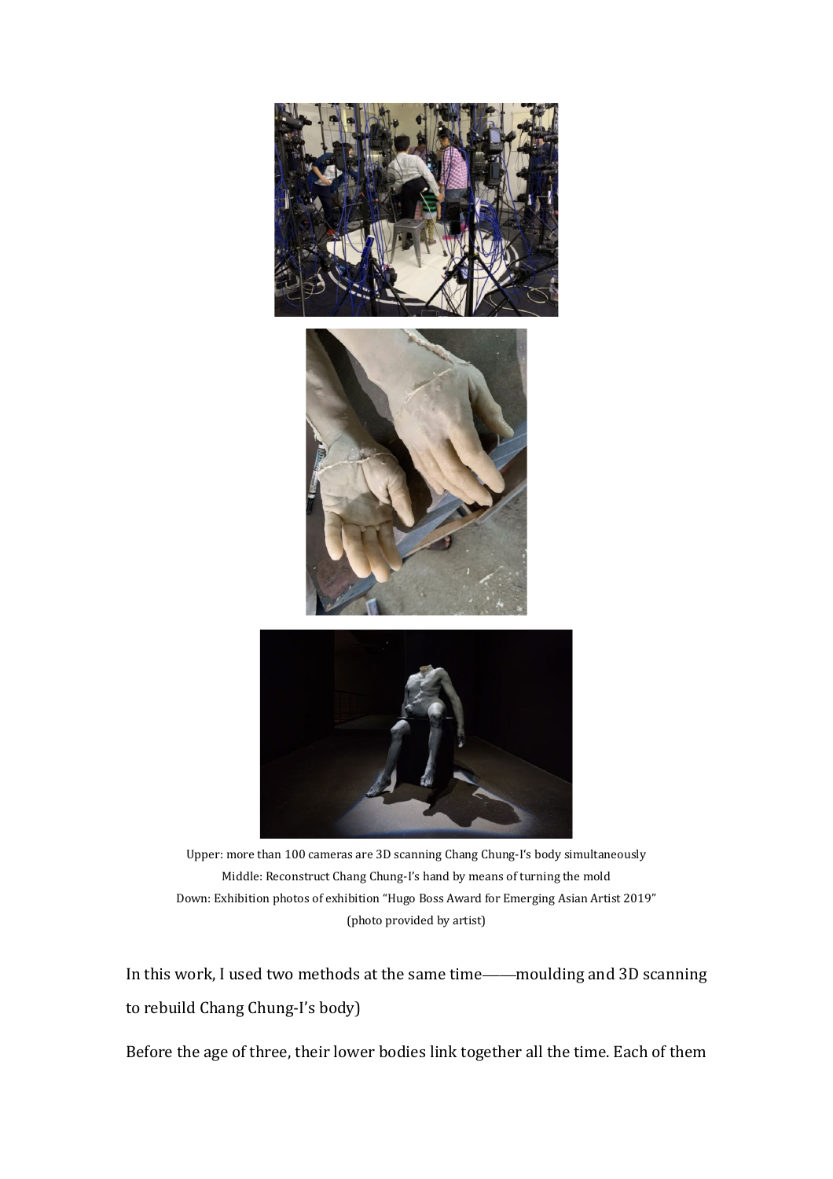Upper: more than 100 cameras are 3D scanning Chang Chung-I's body simultaneously
Middle: Reconstruct Chang Chung-I's hand by means of turning the mold
Down: Exhibition photos of exhibition "Hugo Boss Award for Emerging Asian Artist 2019"
(photo provided by artist)

In this work, I used two methods at the same time——moulding and 3D scanning to rebuild Chang Chung-I's body)

Before the age of three, their lower bodies link together all the time. Each of them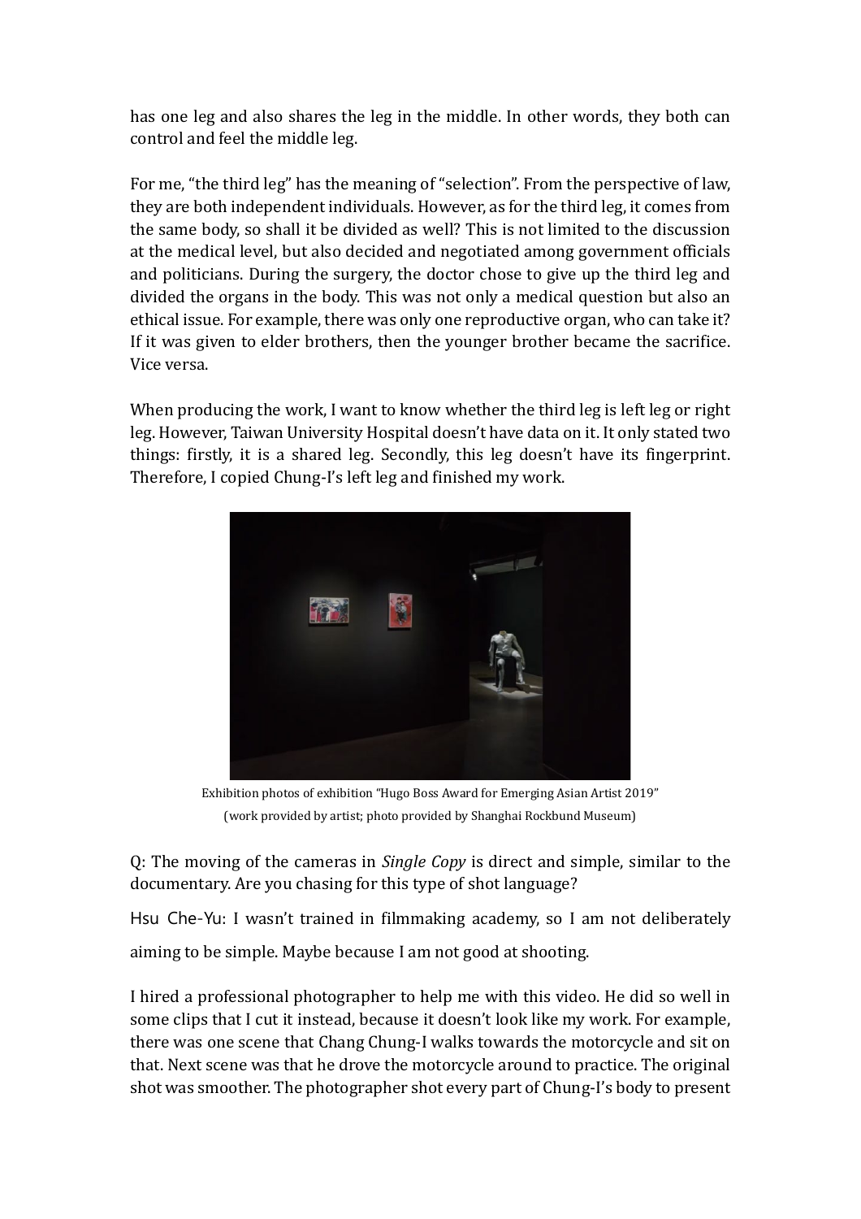has one leg and also shares the leg in the middle. In other words, they both can control and feel the middle leg.

For me, "the third leg" has the meaning of "selection". From the perspective of law, they are both independent individuals. However, as for the third leg, it comes from the same body, so shall it be divided as well? This is not limited to the discussion at the medical level, but also decided and negotiated among government officials and politicians. During the surgery, the doctor chose to give up the third leg and divided the organs in the body. This was not only a medical question but also an ethical issue. For example, there was only one reproductive organ, who can take it? If it was given to elder brothers, then the younger brother became the sacrifice. Vice versa.

When producing the work, I want to know whether the third leg is left leg or right leg. However, Taiwan University Hospital doesn't have data on it. It only stated two things: firstly, it is a shared leg. Secondly, this leg doesn't have its fingerprint. Therefore, I copied Chung-I's left leg and finished my work.

Exhibition photos of exhibition "Hugo Boss Award for Emerging Asian Artist 2019"
(work provided by artist; photo provided by Shanghai Rockbund Museum)

Q: The moving of the cameras in *Single Copy* is direct and simple, similar to the documentary. Are you chasing for this type of shot language?

Hsu Che-Yu: I wasn't trained in filmmaking academy, so I am not deliberately aiming to be simple. Maybe because I am not good at shooting.

I hired a professional photographer to help me with this video. He did so well in some clips that I cut it instead, because it doesn't look like my work. For example, there was one scene that Chang Chung-I walks towards the motorcycle and sit on that. Next scene was that he drove the motorcycle around to practice. The original shot was smoother. The photographer shot every part of Chung-I's body to present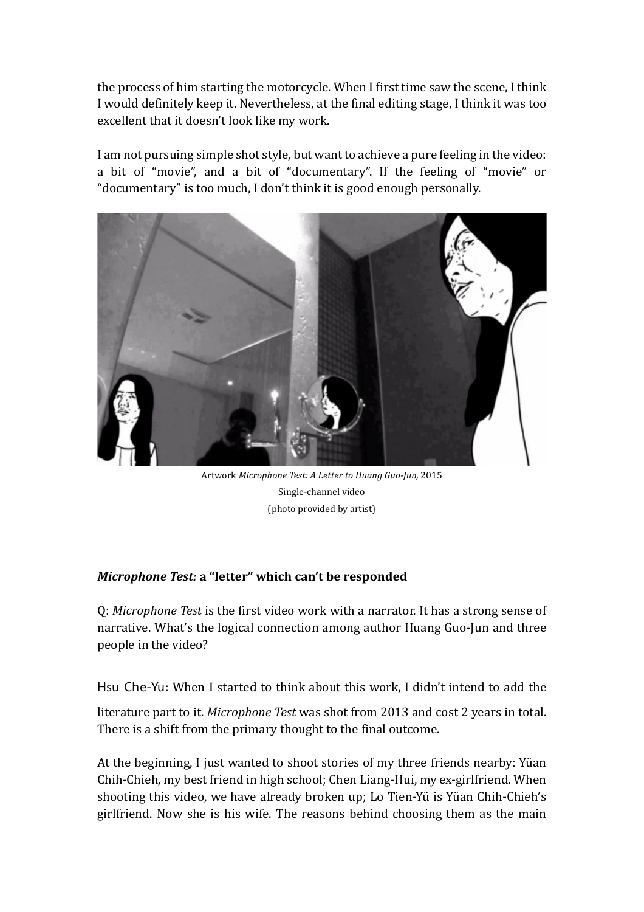the process of him starting the motorcycle. When I first time saw the scene, I think I would definitely keep it. Nevertheless, at the final editing stage, I think it was too excellent that it doesn't look like my work.

I am not pursuing simple shot style, but want to achieve a pure feeling in the video: a bit of "movie", and a bit of "documentary". If the feeling of "movie" or "documentary" is too much, I don't think it is good enough personally.

Artwork *Microphone Test: A Letter to Huang Guo-Jun,* 2015
Single-channel video
(photo provided by artist)

### *Microphone Test:* a "letter" which can't be responded

Q: *Microphone Test* is the first video work with a narrator. It has a strong sense of narrative. What's the logical connection among author Huang Guo-Jun and three people in the video?

Hsu Che-Yu: When I started to think about this work, I didn't intend to add the literature part to it. *Microphone Test* was shot from 2013 and cost 2 years in total. There is a shift from the primary thought to the final outcome.

At the beginning, I just wanted to shoot stories of my three friends nearby: Yüan Chih-Chieh, my best friend in high school; Chen Liang-Hui, my ex-girlfriend. When shooting this video, we have already broken up; Lo Tien-Yü is Yüan Chih-Chieh's girlfriend. Now she is his wife. The reasons behind choosing them as the main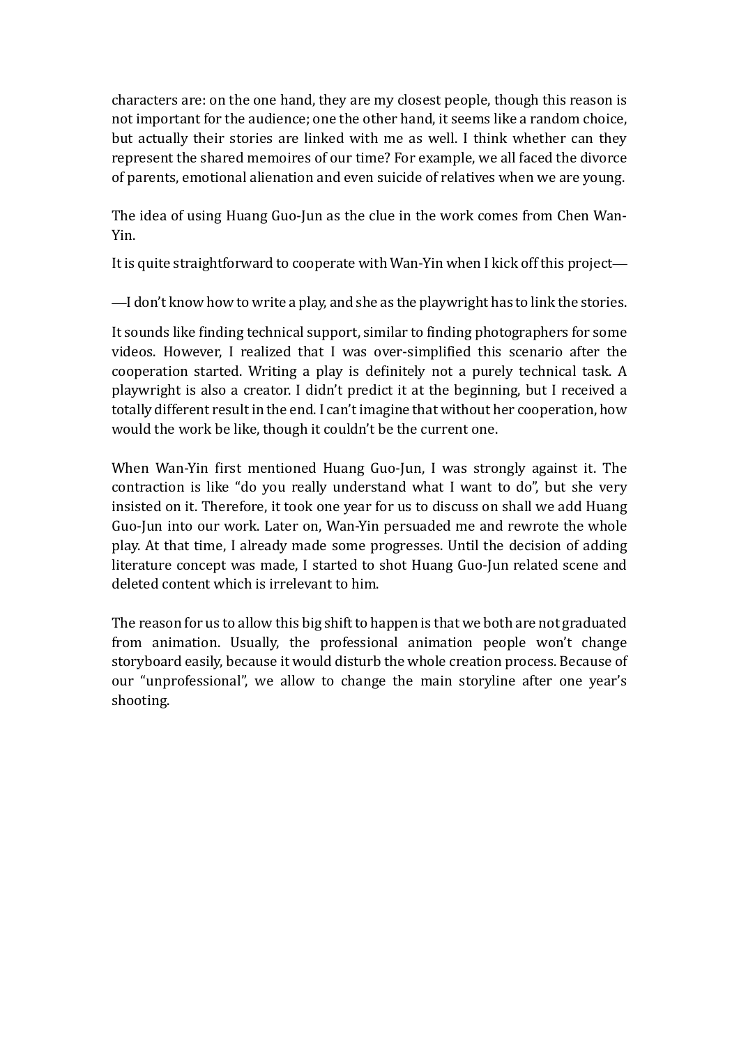characters are: on the one hand, they are my closest people, though this reason is not important for the audience; one the other hand, it seems like a random choice, but actually their stories are linked with me as well. I think whether can they represent the shared memoires of our time? For example, we all faced the divorce of parents, emotional alienation and even suicide of relatives when we are young.

The idea of using Huang Guo-Jun as the clue in the work comes from Chen Wan-Yin.

It is quite straightforward to cooperate with Wan-Yin when I kick off this project—

—I don't know how to write a play, and she as the playwright has to link the stories.

It sounds like finding technical support, similar to finding photographers for some videos. However, I realized that I was over-simplified this scenario after the cooperation started. Writing a play is definitely not a purely technical task. A playwright is also a creator. I didn't predict it at the beginning, but I received a totally different result in the end. I can't imagine that without her cooperation, how would the work be like, though it couldn't be the current one.

When Wan-Yin first mentioned Huang Guo-Jun, I was strongly against it. The contraction is like "do you really understand what I want to do", but she very insisted on it. Therefore, it took one year for us to discuss on shall we add Huang Guo-Jun into our work. Later on, Wan-Yin persuaded me and rewrote the whole play. At that time, I already made some progresses. Until the decision of adding literature concept was made, I started to shot Huang Guo-Jun related scene and deleted content which is irrelevant to him.

The reason for us to allow this big shift to happen is that we both are not graduated from animation. Usually, the professional animation people won't change storyboard easily, because it would disturb the whole creation process. Because of our "unprofessional", we allow to change the main storyline after one year's shooting.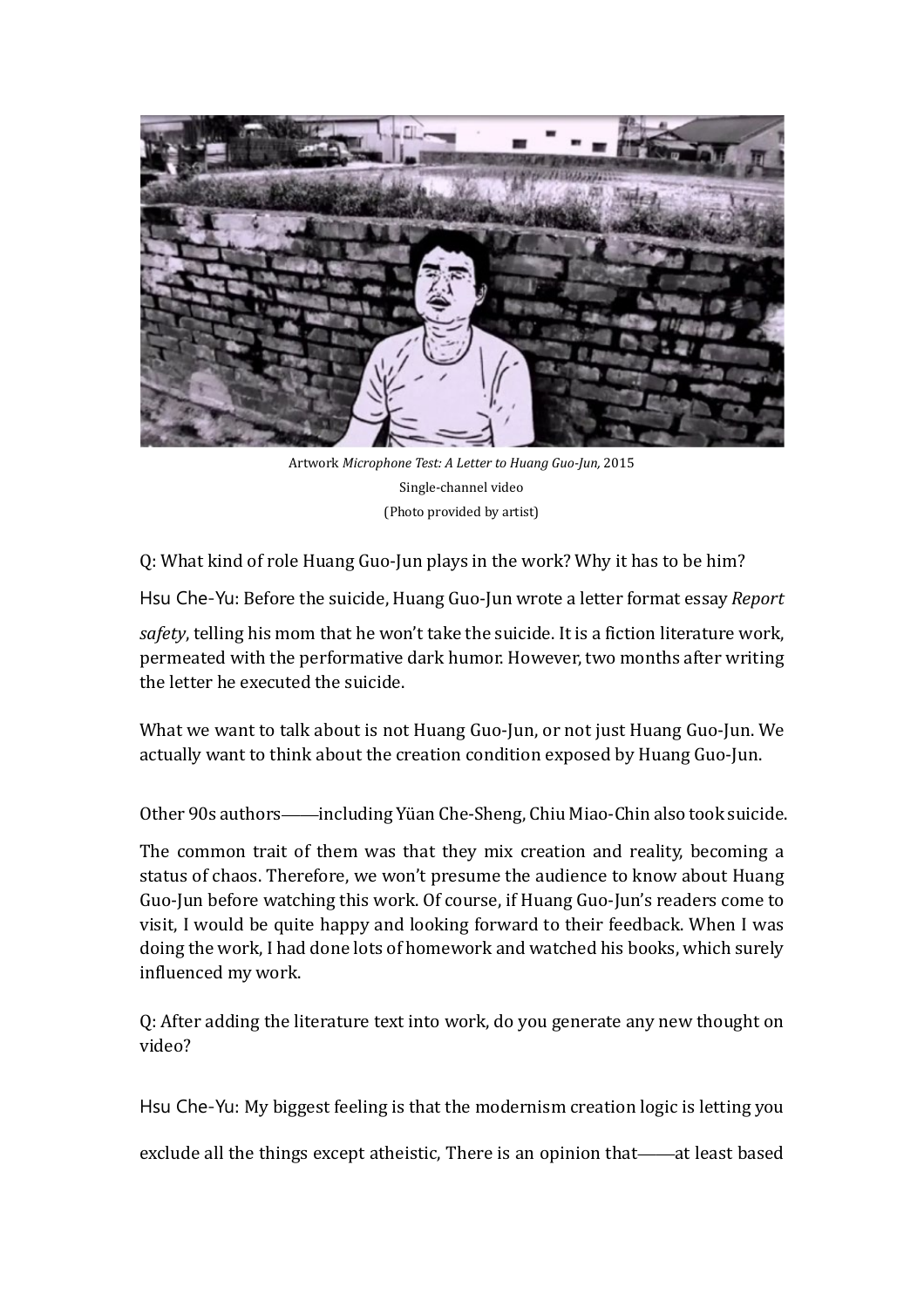Artwork *Microphone Test: A Letter to Huang Guo-Jun,* 2015
Single-channel video
(Photo provided by artist)

Q: What kind of role Huang Guo-Jun plays in the work? Why it has to be him?

Hsu Che-Yu: Before the suicide, Huang Guo-Jun wrote a letter format essay *Report safety*, telling his mom that he won't take the suicide. It is a fiction literature work, permeated with the performative dark humor. However, two months after writing the letter he executed the suicide.

What we want to talk about is not Huang Guo-Jun, or not just Huang Guo-Jun. We actually want to think about the creation condition exposed by Huang Guo-Jun.

Other 90s authors——including Yüan Che-Sheng, Chiu Miao-Chin also took suicide.

The common trait of them was that they mix creation and reality, becoming a status of chaos. Therefore, we won't presume the audience to know about Huang Guo-Jun before watching this work. Of course, if Huang Guo-Jun's readers come to visit, I would be quite happy and looking forward to their feedback. When I was doing the work, I had done lots of homework and watched his books, which surely influenced my work.

Q: After adding the literature text into work, do you generate any new thought on video?

Hsu Che-Yu: My biggest feeling is that the modernism creation logic is letting you exclude all the things except atheistic, There is an opinion that——at least based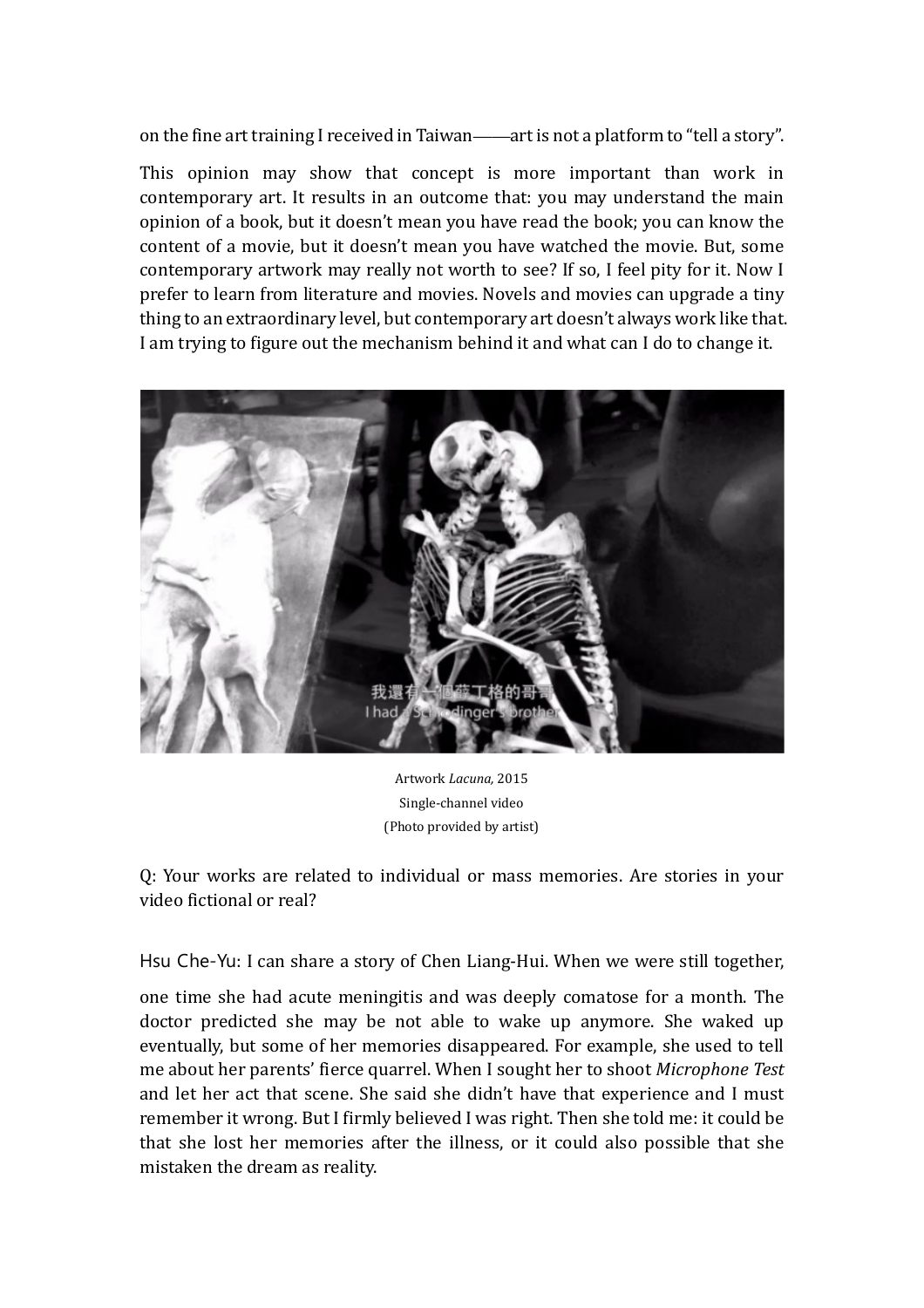on the fine art training I received in Taiwan——art is not a platform to "tell a story".

This opinion may show that concept is more important than work in contemporary art. It results in an outcome that: you may understand the main opinion of a book, but it doesn't mean you have read the book; you can know the content of a movie, but it doesn't mean you have watched the movie. But, some contemporary artwork may really not worth to see? If so, I feel pity for it. Now I prefer to learn from literature and movies. Novels and movies can upgrade a tiny thing to an extraordinary level, but contemporary art doesn't always work like that. I am trying to figure out the mechanism behind it and what can I do to change it.

Artwork *Lacuna,* 2015
Single-channel video
(Photo provided by artist)

Q: Your works are related to individual or mass memories. Are stories in your video fictional or real?

Hsu Che-Yu: I can share a story of Chen Liang-Hui. When we were still together, one time she had acute meningitis and was deeply comatose for a month. The doctor predicted she may be not able to wake up anymore. She waked up eventually, but some of her memories disappeared. For example, she used to tell me about her parents' fierce quarrel. When I sought her to shoot *Microphone Test* and let her act that scene. She said she didn't have that experience and I must remember it wrong. But I firmly believed I was right. Then she told me: it could be that she lost her memories after the illness, or it could also possible that she mistaken the dream as reality.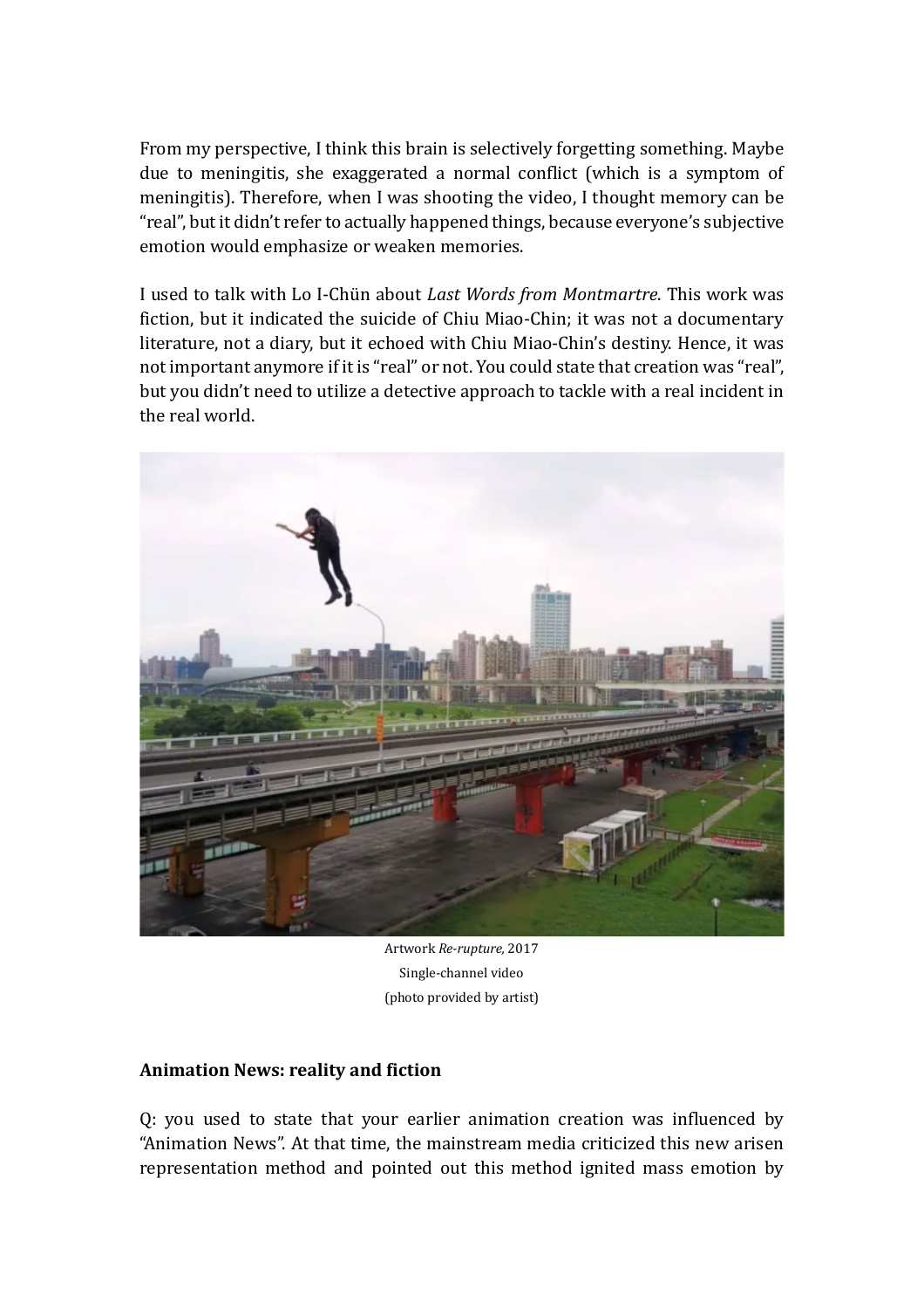From my perspective, I think this brain is selectively forgetting something. Maybe due to meningitis, she exaggerated a normal conflict (which is a symptom of meningitis). Therefore, when I was shooting the video, I thought memory can be "real", but it didn't refer to actually happened things, because everyone's subjective emotion would emphasize or weaken memories.

I used to talk with Lo I-Chün about *Last Words from Montmartre*. This work was fiction, but it indicated the suicide of Chiu Miao-Chin; it was not a documentary literature, not a diary, but it echoed with Chiu Miao-Chin's destiny. Hence, it was not important anymore if it is "real" or not. You could state that creation was "real", but you didn't need to utilize a detective approach to tackle with a real incident in the real world.

Artwork *Re-rupture*, 2017
Single-channel video
(photo provided by artist)

**Animation News: reality and fiction**

Q: you used to state that your earlier animation creation was influenced by "Animation News". At that time, the mainstream media criticized this new arisen representation method and pointed out this method ignited mass emotion by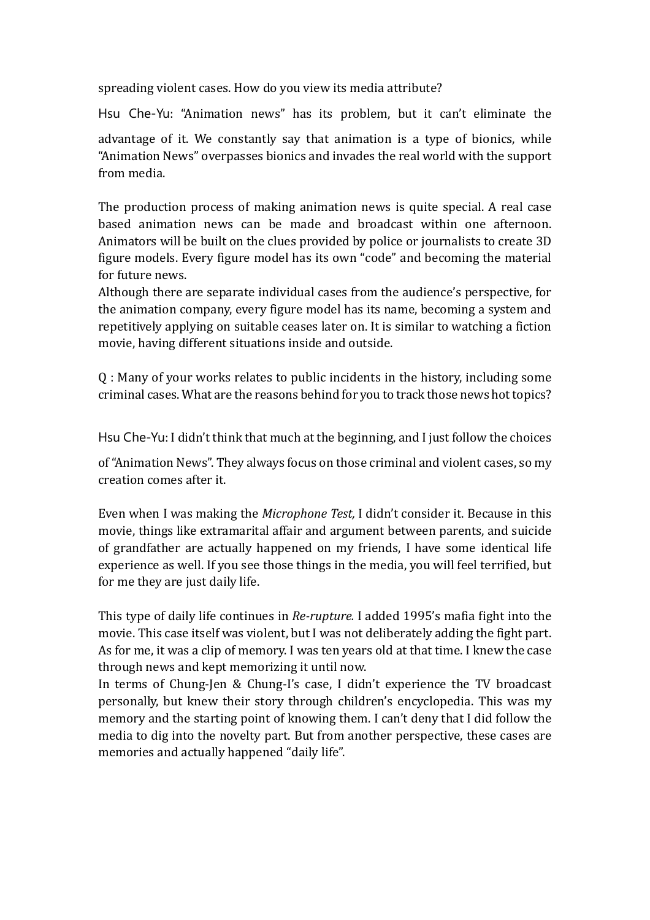spreading violent cases. How do you view its media attribute?

Hsu Che-Yu: "Animation news" has its problem, but it can't eliminate the advantage of it. We constantly say that animation is a type of bionics, while "Animation News" overpasses bionics and invades the real world with the support from media.

The production process of making animation news is quite special. A real case based animation news can be made and broadcast within one afternoon. Animators will be built on the clues provided by police or journalists to create 3D figure models. Every figure model has its own "code" and becoming the material for future news.

Although there are separate individual cases from the audience's perspective, for the animation company, every figure model has its name, becoming a system and repetitively applying on suitable ceases later on. It is similar to watching a fiction movie, having different situations inside and outside.

Q : Many of your works relates to public incidents in the history, including some criminal cases. What are the reasons behind for you to track those news hot topics?

Hsu Che-Yu: I didn't think that much at the beginning, and I just follow the choices of "Animation News". They always focus on those criminal and violent cases, so my creation comes after it.

Even when I was making the *Microphone Test,* I didn't consider it. Because in this movie, things like extramarital affair and argument between parents, and suicide of grandfather are actually happened on my friends, I have some identical life experience as well. If you see those things in the media, you will feel terrified, but for me they are just daily life.

This type of daily life continues in *Re-rupture.* I added 1995's mafia fight into the movie. This case itself was violent, but I was not deliberately adding the fight part. As for me, it was a clip of memory. I was ten years old at that time. I knew the case through news and kept memorizing it until now.

In terms of Chung-Jen & Chung-I's case, I didn't experience the TV broadcast personally, but knew their story through children's encyclopedia. This was my memory and the starting point of knowing them. I can't deny that I did follow the media to dig into the novelty part. But from another perspective, these cases are memories and actually happened "daily life".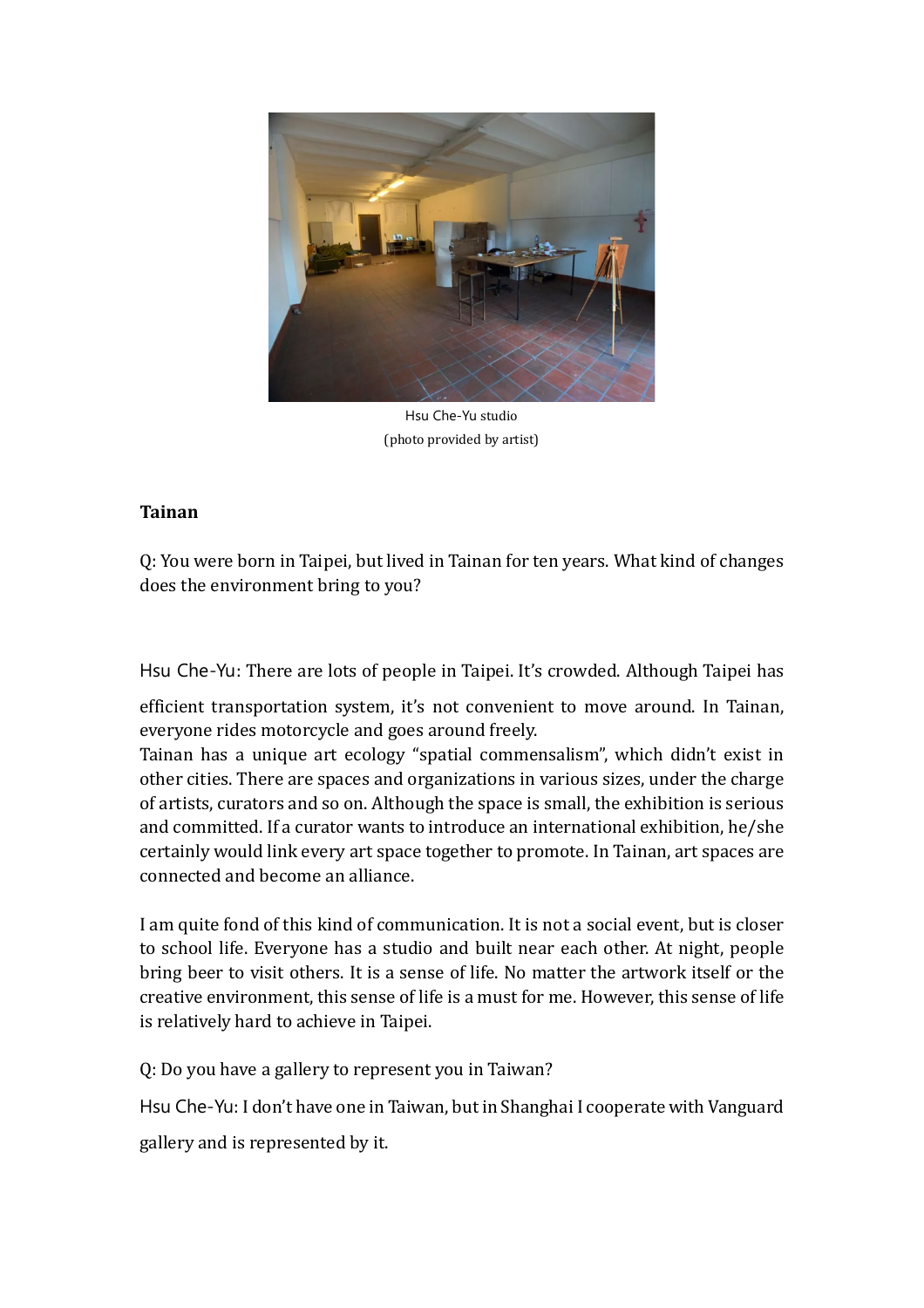Hsu Che-Yu studio
(photo provided by artist)

**Tainan**

Q: You were born in Taipei, but lived in Tainan for ten years. What kind of changes does the environment bring to you?

Hsu Che-Yu: There are lots of people in Taipei. It's crowded. Although Taipei has efficient transportation system, it's not convenient to move around. In Tainan, everyone rides motorcycle and goes around freely.
Tainan has a unique art ecology "spatial commensalism", which didn't exist in other cities. There are spaces and organizations in various sizes, under the charge of artists, curators and so on. Although the space is small, the exhibition is serious and committed. If a curator wants to introduce an international exhibition, he/she certainly would link every art space together to promote. In Tainan, art spaces are connected and become an alliance.

I am quite fond of this kind of communication. It is not a social event, but is closer to school life. Everyone has a studio and built near each other. At night, people bring beer to visit others. It is a sense of life. No matter the artwork itself or the creative environment, this sense of life is a must for me. However, this sense of life is relatively hard to achieve in Taipei.

Q: Do you have a gallery to represent you in Taiwan?

Hsu Che-Yu: I don't have one in Taiwan, but in Shanghai I cooperate with Vanguard gallery and is represented by it.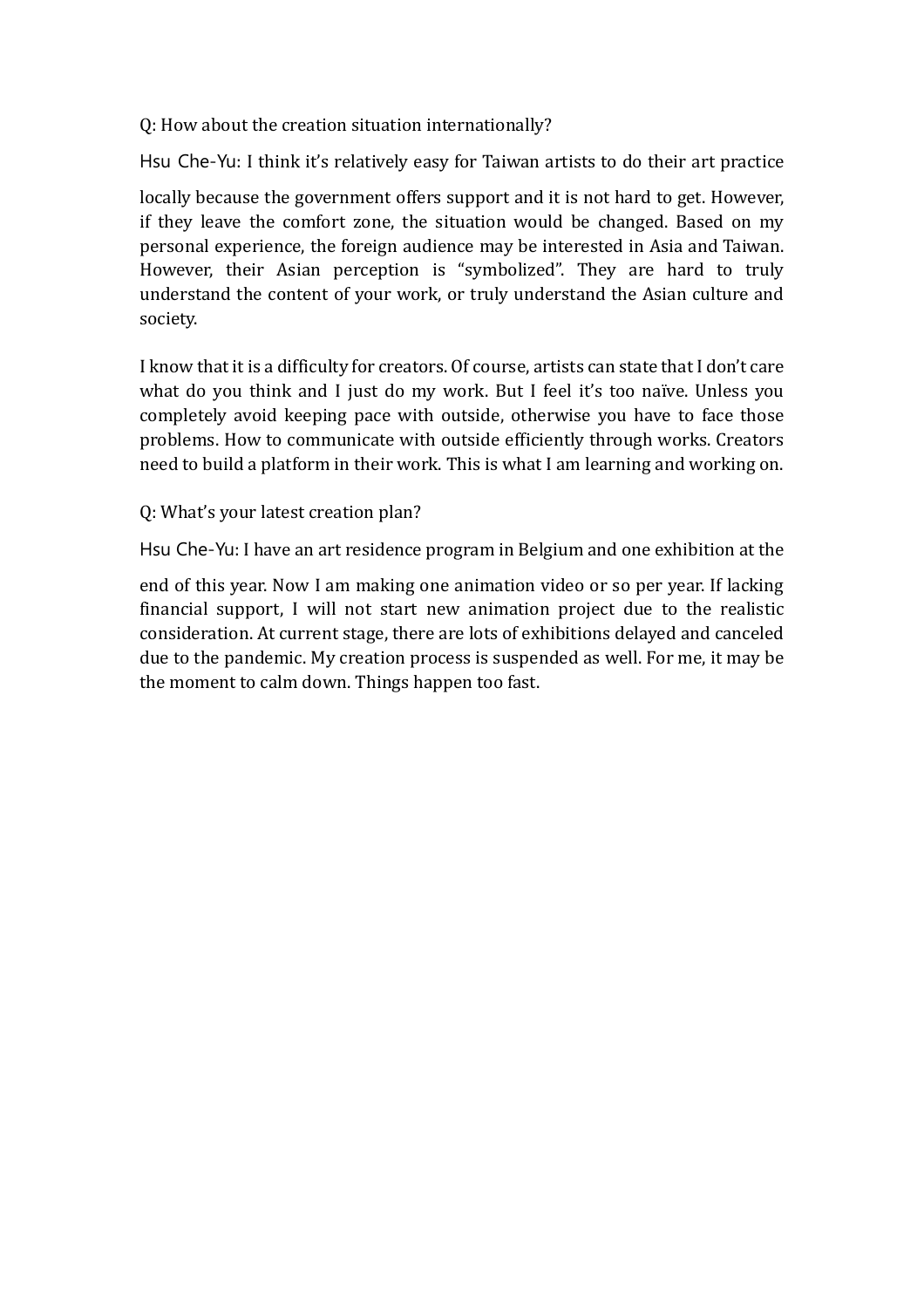Q: How about the creation situation internationally?

Hsu Che-Yu: I think it's relatively easy for Taiwan artists to do their art practice locally because the government offers support and it is not hard to get. However, if they leave the comfort zone, the situation would be changed. Based on my personal experience, the foreign audience may be interested in Asia and Taiwan. However, their Asian perception is "symbolized". They are hard to truly understand the content of your work, or truly understand the Asian culture and society.

I know that it is a difficulty for creators. Of course, artists can state that I don't care what do you think and I just do my work. But I feel it's too naïve. Unless you completely avoid keeping pace with outside, otherwise you have to face those problems. How to communicate with outside efficiently through works. Creators need to build a platform in their work. This is what I am learning and working on.

Q: What's your latest creation plan?

Hsu Che-Yu: I have an art residence program in Belgium and one exhibition at the end of this year. Now I am making one animation video or so per year. If lacking financial support, I will not start new animation project due to the realistic consideration. At current stage, there are lots of exhibitions delayed and canceled due to the pandemic. My creation process is suspended as well. For me, it may be the moment to calm down. Things happen too fast.